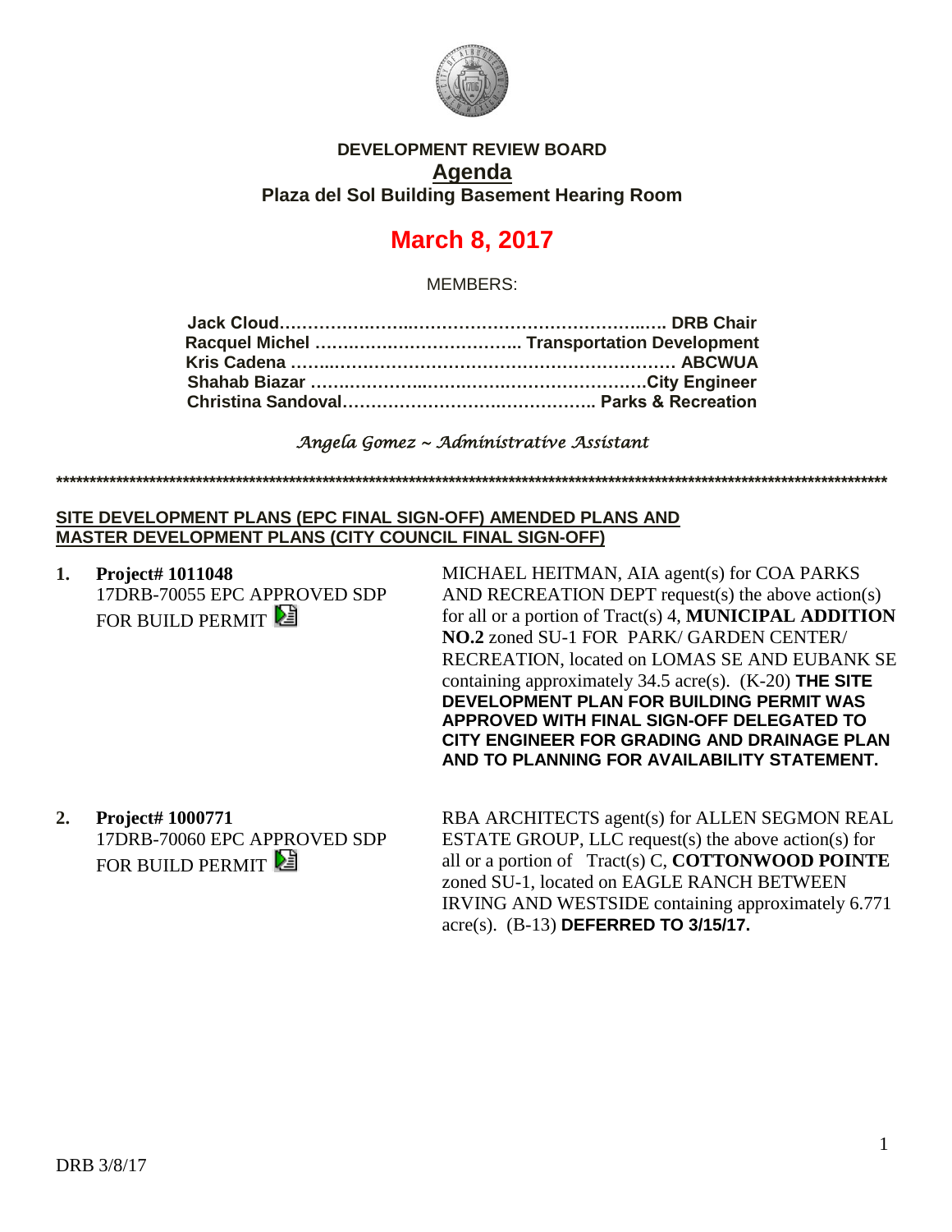**DEVELOPMENT REVIEW BOARD**

## Agenda

**Plaza del Sol Building Basement Hearing Room**

# March 8, 2017

MEMBERS:

**Jack Cloud……………………………………………………….. DRB Chair**
**Racquel Michel ……………………………….. Transportation Development**
**Kris Cadena ……………………………………………………… ABCWUA**
**Shahab Biazar …………………………………………………City Engineer**
**Christina Sandoval…………………………………….. Parks & Recreation**

*Angela Gomez ~ Administrative Assistant*

**************************************************************************************************************************************

**SITE DEVELOPMENT PLANS (EPC FINAL SIGN-OFF) AMENDED PLANS AND MASTER DEVELOPMENT PLANS (CITY COUNCIL FINAL SIGN-OFF)**

1. **Project# 1011048**
   17DRB-70055 EPC APPROVED SDP FOR BUILD PERMIT

   MICHAEL HEITMAN, AIA agent(s) for COA PARKS AND RECREATION DEPT request(s) the above action(s) for all or a portion of Tract(s) 4, **MUNICIPAL ADDITION NO.2** zoned SU-1 FOR PARK/ GARDEN CENTER/ RECREATION, located on LOMAS SE AND EUBANK SE containing approximately 34.5 acre(s). (K-20) **THE SITE DEVELOPMENT PLAN FOR BUILDING PERMIT WAS APPROVED WITH FINAL SIGN-OFF DELEGATED TO CITY ENGINEER FOR GRADING AND DRAINAGE PLAN AND TO PLANNING FOR AVAILABILITY STATEMENT.**

2. **Project# 1000771**
   17DRB-70060 EPC APPROVED SDP FOR BUILD PERMIT

   RBA ARCHITECTS agent(s) for ALLEN SEGMON REAL ESTATE GROUP, LLC request(s) the above action(s) for all or a portion of Tract(s) C, **COTTONWOOD POINTE** zoned SU-1, located on EAGLE RANCH BETWEEN IRVING AND WESTSIDE containing approximately 6.771 acre(s). (B-13) **DEFERRED TO 3/15/17.**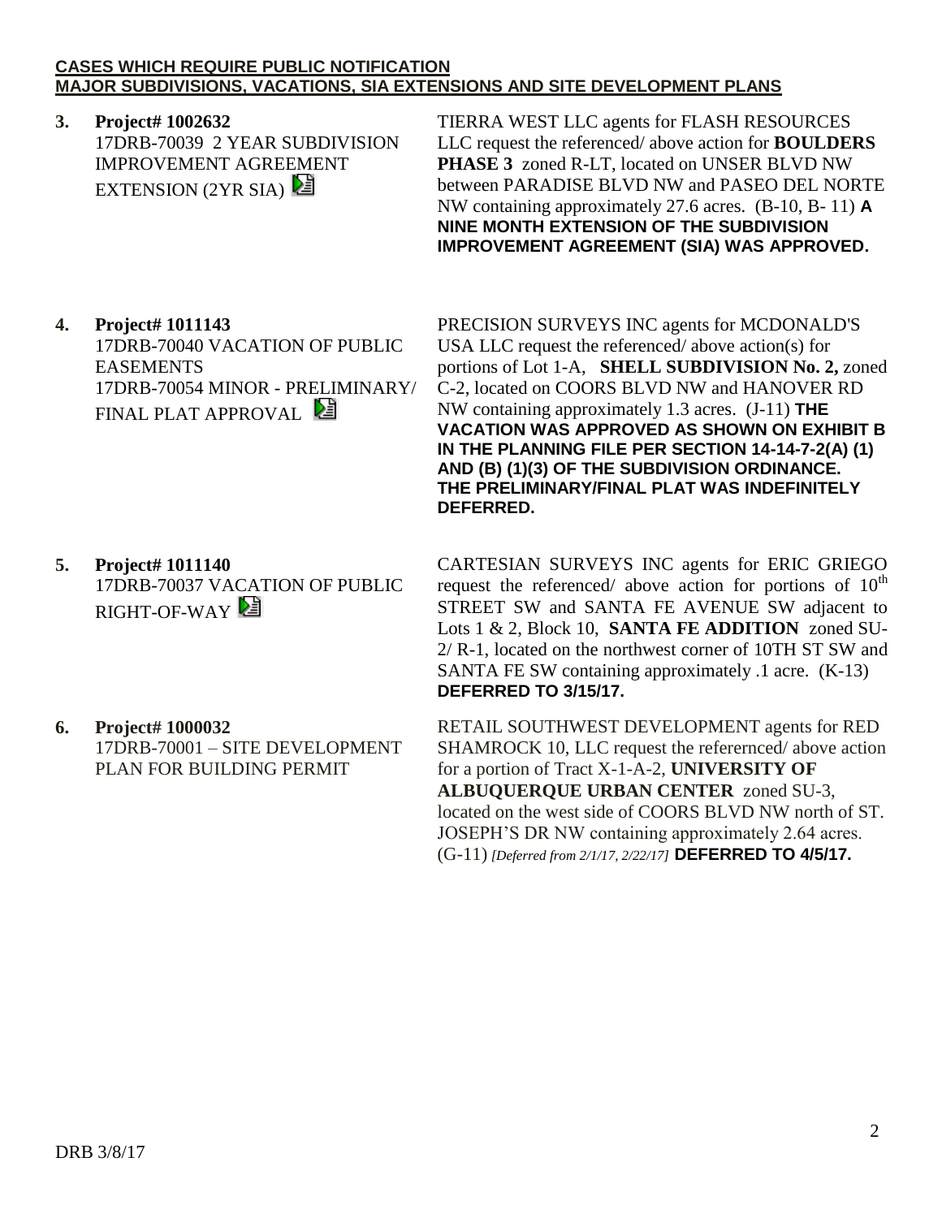**CASES WHICH REQUIRE PUBLIC NOTIFICATION**
**MAJOR SUBDIVISIONS, VACATIONS, SIA EXTENSIONS AND SITE DEVELOPMENT PLANS**

**3. Project# 1002632**
17DRB-70039 2 YEAR SUBDIVISION IMPROVEMENT AGREEMENT EXTENSION (2YR SIA)

TIERRA WEST LLC agents for FLASH RESOURCES LLC request the referenced/ above action for **BOULDERS PHASE 3** zoned R-LT, located on UNSER BLVD NW between PARADISE BLVD NW and PASEO DEL NORTE NW containing approximately 27.6 acres. (B-10, B- 11) **A NINE MONTH EXTENSION OF THE SUBDIVISION IMPROVEMENT AGREEMENT (SIA) WAS APPROVED.**

**4. Project# 1011143**
17DRB-70040 VACATION OF PUBLIC EASEMENTS
17DRB-70054 MINOR - PRELIMINARY/ FINAL PLAT APPROVAL

PRECISION SURVEYS INC agents for MCDONALD'S USA LLC request the referenced/ above action(s) for portions of Lot 1-A, **SHELL SUBDIVISION No. 2,** zoned C-2, located on COORS BLVD NW and HANOVER RD NW containing approximately 1.3 acres. (J-11) **THE VACATION WAS APPROVED AS SHOWN ON EXHIBIT B IN THE PLANNING FILE PER SECTION 14-14-7-2(A) (1) AND (B) (1)(3) OF THE SUBDIVISION ORDINANCE. THE PRELIMINARY/FINAL PLAT WAS INDEFINITELY DEFERRED.**

**5. Project# 1011140**
17DRB-70037 VACATION OF PUBLIC RIGHT-OF-WAY

CARTESIAN SURVEYS INC agents for ERIC GRIEGO request the referenced/ above action for portions of 10th STREET SW and SANTA FE AVENUE SW adjacent to Lots 1 & 2, Block 10, **SANTA FE ADDITION** zoned SU-2/ R-1, located on the northwest corner of 10TH ST SW and SANTA FE SW containing approximately .1 acre. (K-13) **DEFERRED TO 3/15/17.**

**6. Project# 1000032**
17DRB-70001 – SITE DEVELOPMENT PLAN FOR BUILDING PERMIT

RETAIL SOUTHWEST DEVELOPMENT agents for RED SHAMROCK 10, LLC request the referernced/ above action for a portion of Tract X-1-A-2, **UNIVERSITY OF ALBUQUERQUE URBAN CENTER** zoned SU-3, located on the west side of COORS BLVD NW north of ST. JOSEPH'S DR NW containing approximately 2.64 acres. (G-11) *[Deferred from 2/1/17, 2/22/17]* **DEFERRED TO 4/5/17.**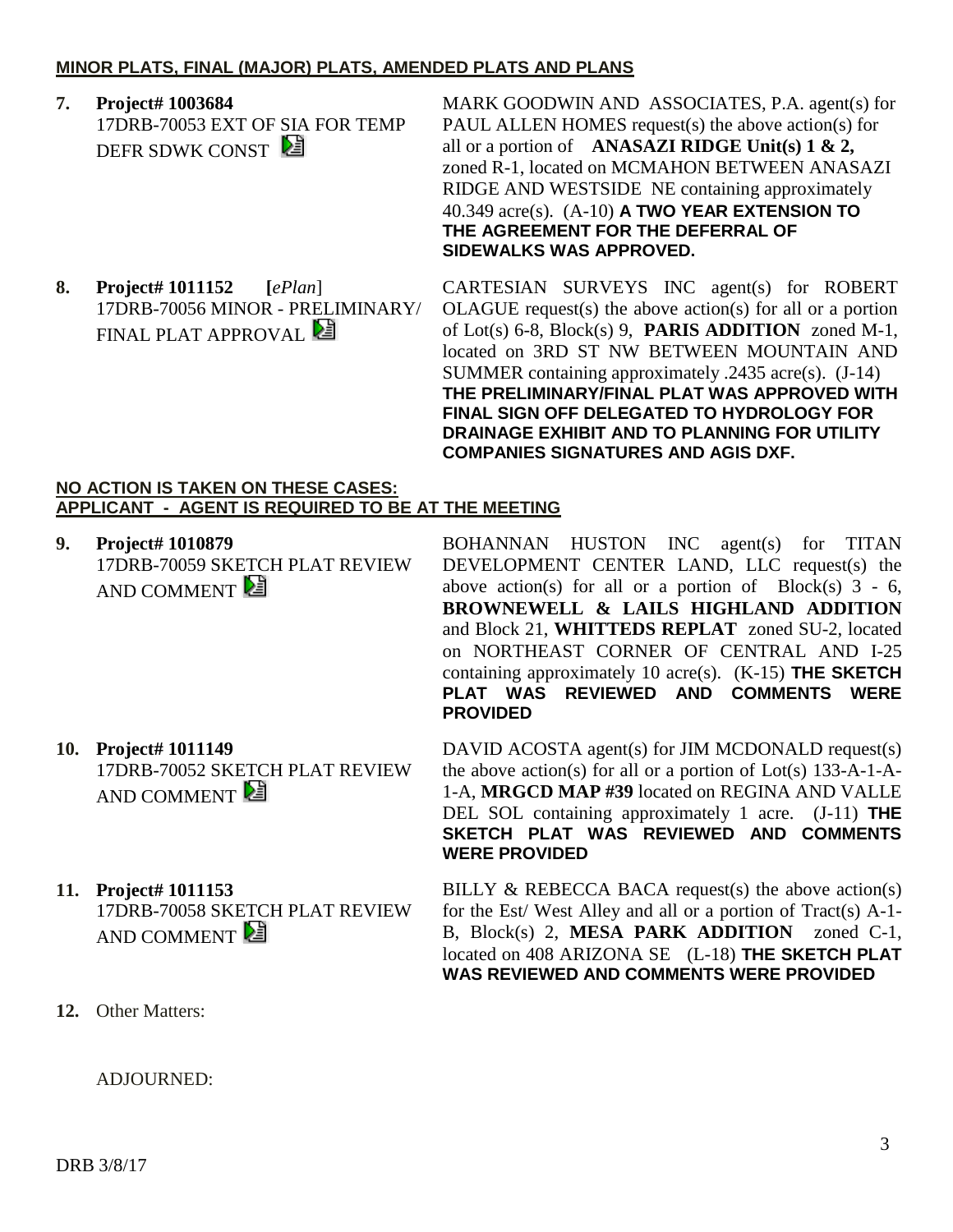**MINOR PLATS, FINAL (MAJOR) PLATS, AMENDED PLATS AND PLANS**

**7. Project# 1003684**
17DRB-70053 EXT OF SIA FOR TEMP DEFR SDWK CONST

MARK GOODWIN AND ASSOCIATES, P.A. agent(s) for PAUL ALLEN HOMES request(s) the above action(s) for all or a portion of **ANASAZI RIDGE Unit(s) 1 & 2,** zoned R-1, located on MCMAHON BETWEEN ANASAZI RIDGE AND WESTSIDE NE containing approximately 40.349 acre(s). (A-10) **A TWO YEAR EXTENSION TO THE AGREEMENT FOR THE DEFERRAL OF SIDEWALKS WAS APPROVED.**

**8. Project# 1011152 [*ePlan*]**
17DRB-70056 MINOR - PRELIMINARY/ FINAL PLAT APPROVAL

CARTESIAN SURVEYS INC agent(s) for ROBERT OLAGUE request(s) the above action(s) for all or a portion of Lot(s) 6-8, Block(s) 9, **PARIS ADDITION** zoned M-1, located on 3RD ST NW BETWEEN MOUNTAIN AND SUMMER containing approximately .2435 acre(s). (J-14) **THE PRELIMINARY/FINAL PLAT WAS APPROVED WITH FINAL SIGN OFF DELEGATED TO HYDROLOGY FOR DRAINAGE EXHIBIT AND TO PLANNING FOR UTILITY COMPANIES SIGNATURES AND AGIS DXF.**

**NO ACTION IS TAKEN ON THESE CASES:**
**APPLICANT - AGENT IS REQUIRED TO BE AT THE MEETING**

**9. Project# 1010879**
17DRB-70059 SKETCH PLAT REVIEW AND COMMENT

BOHANNAN HUSTON INC agent(s) for TITAN DEVELOPMENT CENTER LAND, LLC request(s) the above action(s) for all or a portion of Block(s) 3 - 6, **BROWNEWELL & LAILS HIGHLAND ADDITION** and Block 21, **WHITTEDS REPLAT** zoned SU-2, located on NORTHEAST CORNER OF CENTRAL AND I-25 containing approximately 10 acre(s). (K-15) **THE SKETCH PLAT WAS REVIEWED AND COMMENTS WERE PROVIDED**

**10. Project# 1011149**
17DRB-70052 SKETCH PLAT REVIEW AND COMMENT

DAVID ACOSTA agent(s) for JIM MCDONALD request(s) the above action(s) for all or a portion of Lot(s) 133-A-1-A-1-A, **MRGCD MAP #39** located on REGINA AND VALLE DEL SOL containing approximately 1 acre. (J-11) **THE SKETCH PLAT WAS REVIEWED AND COMMENTS WERE PROVIDED**

**11. Project# 1011153**
17DRB-70058 SKETCH PLAT REVIEW AND COMMENT

BILLY & REBECCA BACA request(s) the above action(s) for the Est/ West Alley and all or a portion of Tract(s) A-1-B, Block(s) 2, **MESA PARK ADDITION** zoned C-1, located on 408 ARIZONA SE (L-18) **THE SKETCH PLAT WAS REVIEWED AND COMMENTS WERE PROVIDED**

**12.** Other Matters:

ADJOURNED: